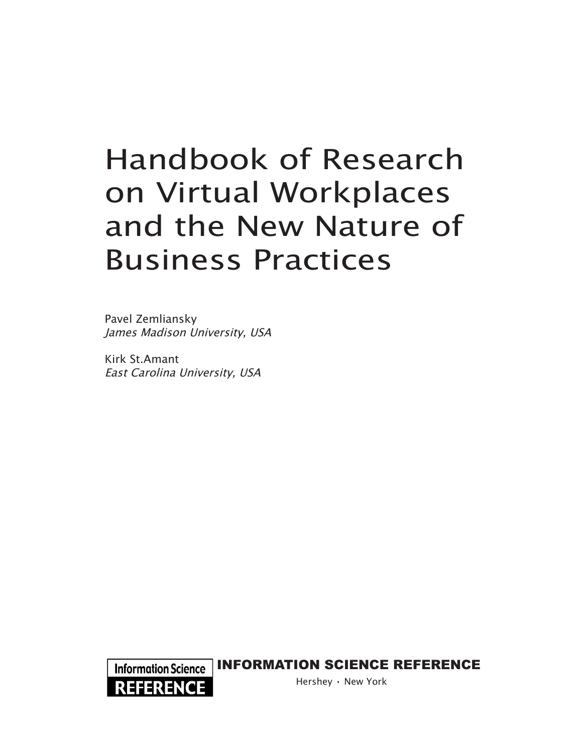# Handbook of Research on Virtual Workplaces and the New Nature of Business Practices

Pavel Zemliansky
*James Madison University, USA*

Kirk St.Amant
*East Carolina University, USA*

Information Science REFERENCE

**INFORMATION SCIENCE REFERENCE**

Hershey · New York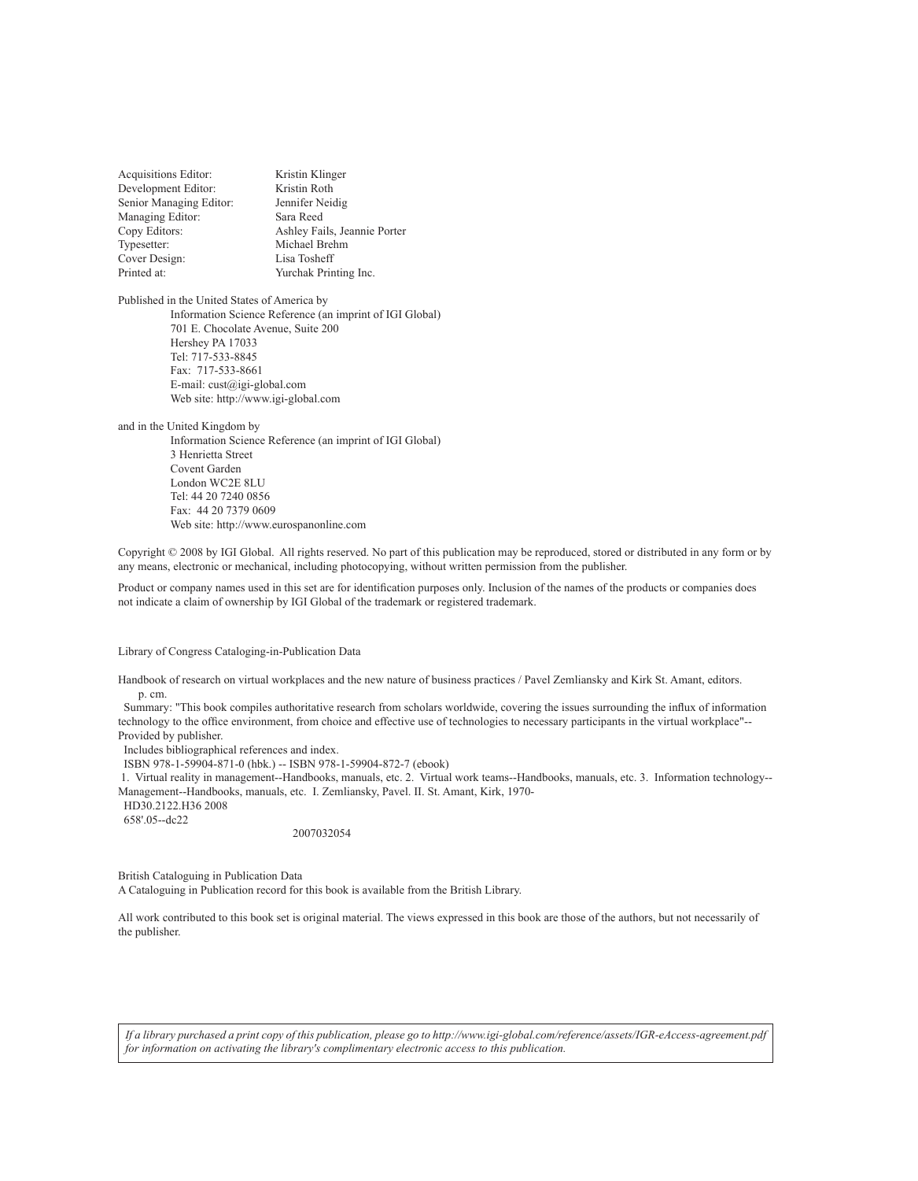| | |
|---|---|
| Acquisitions Editor: | Kristin Klinger |
| Development Editor: | Kristin Roth |
| Senior Managing Editor: | Jennifer Neidig |
| Managing Editor: | Sara Reed |
| Copy Editors: | Ashley Fails, Jeannie Porter |
| Typesetter: | Michael Brehm |
| Cover Design: | Lisa Tosheff |
| Printed at: | Yurchak Printing Inc. |

Published in the United States of America by
Information Science Reference (an imprint of IGI Global)
701 E. Chocolate Avenue, Suite 200
Hershey PA 17033
Tel: 717-533-8845
Fax: 717-533-8661
E-mail: cust@igi-global.com
Web site: http://www.igi-global.com

and in the United Kingdom by
Information Science Reference (an imprint of IGI Global)
3 Henrietta Street
Covent Garden
London WC2E 8LU
Tel: 44 20 7240 0856
Fax: 44 20 7379 0609
Web site: http://www.eurospanonline.com

Copyright © 2008 by IGI Global. All rights reserved. No part of this publication may be reproduced, stored or distributed in any form or by any means, electronic or mechanical, including photocopying, without written permission from the publisher.

Product or company names used in this set are for identification purposes only. Inclusion of the names of the products or companies does not indicate a claim of ownership by IGI Global of the trademark or registered trademark.

Library of Congress Cataloging-in-Publication Data

Handbook of research on virtual workplaces and the new nature of business practices / Pavel Zemliansky and Kirk St. Amant, editors.
p. cm.
Summary: "This book compiles authoritative research from scholars worldwide, covering the issues surrounding the influx of information technology to the office environment, from choice and effective use of technologies to necessary participants in the virtual workplace"--Provided by publisher.
Includes bibliographical references and index.
ISBN 978-1-59904-871-0 (hbk.) -- ISBN 978-1-59904-872-7 (ebook)
1. Virtual reality in management--Handbooks, manuals, etc. 2. Virtual work teams--Handbooks, manuals, etc. 3. Information technology--Management--Handbooks, manuals, etc. I. Zemliansky, Pavel. II. St. Amant, Kirk, 1970-
HD30.2122.H36 2008
658'.05--dc22
2007032054

British Cataloguing in Publication Data
A Cataloguing in Publication record for this book is available from the British Library.

All work contributed to this book set is original material. The views expressed in this book are those of the authors, but not necessarily of the publisher.

*If a library purchased a print copy of this publication, please go to http://www.igi-global.com/reference/assets/IGR-eAccess-agreement.pdf for information on activating the library's complimentary electronic access to this publication.*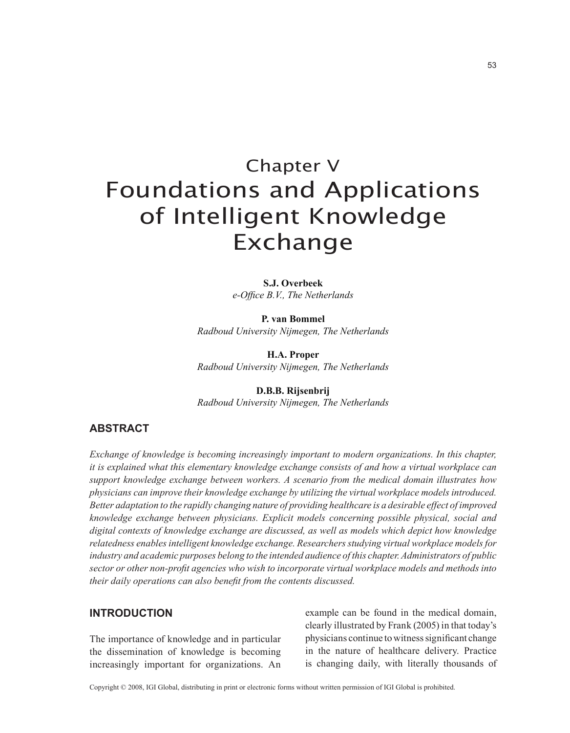# Chapter V
# Foundations and Applications of Intelligent Knowledge Exchange

**S.J. Overbeek**
*e-Office B.V., The Netherlands*

**P. van Bommel**
*Radboud University Nijmegen, The Netherlands*

**H.A. Proper**
*Radboud University Nijmegen, The Netherlands*

**D.B.B. Rijsenbrij**
*Radboud University Nijmegen, The Netherlands*

## ABSTRACT

*Exchange of knowledge is becoming increasingly important to modern organizations. In this chapter, it is explained what this elementary knowledge exchange consists of and how a virtual workplace can support knowledge exchange between workers. A scenario from the medical domain illustrates how physicians can improve their knowledge exchange by utilizing the virtual workplace models introduced. Better adaptation to the rapidly changing nature of providing healthcare is a desirable effect of improved knowledge exchange between physicians. Explicit models concerning possible physical, social and digital contexts of knowledge exchange are discussed, as well as models which depict how knowledge relatedness enables intelligent knowledge exchange. Researchers studying virtual workplace models for industry and academic purposes belong to the intended audience of this chapter. Administrators of public sector or other non-profit agencies who wish to incorporate virtual workplace models and methods into their daily operations can also benefit from the contents discussed.*

## INTRODUCTION

The importance of knowledge and in particular the dissemination of knowledge is becoming increasingly important for organizations. An example can be found in the medical domain, clearly illustrated by Frank (2005) in that today's physicians continue to witness significant change in the nature of healthcare delivery. Practice is changing daily, with literally thousands of

Copyright © 2008, IGI Global, distributing in print or electronic forms without written permission of IGI Global is prohibited.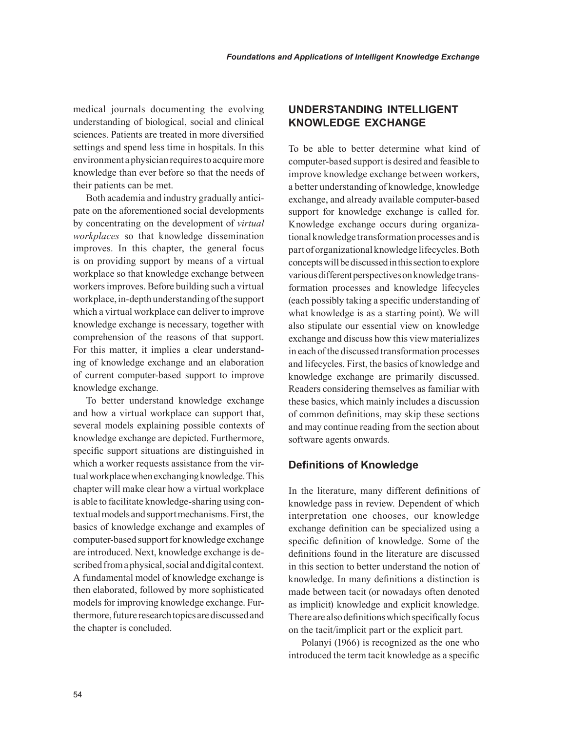medical journals documenting the evolving understanding of biological, social and clinical sciences. Patients are treated in more diversified settings and spend less time in hospitals. In this environment a physician requires to acquire more knowledge than ever before so that the needs of their patients can be met.

Both academia and industry gradually anticipate on the aforementioned social developments by concentrating on the development of *virtual workplaces* so that knowledge dissemination improves. In this chapter, the general focus is on providing support by means of a virtual workplace so that knowledge exchange between workers improves. Before building such a virtual workplace, in-depth understanding of the support which a virtual workplace can deliver to improve knowledge exchange is necessary, together with comprehension of the reasons of that support. For this matter, it implies a clear understanding of knowledge exchange and an elaboration of current computer-based support to improve knowledge exchange.

To better understand knowledge exchange and how a virtual workplace can support that, several models explaining possible contexts of knowledge exchange are depicted. Furthermore, specific support situations are distinguished in which a worker requests assistance from the virtual workplace when exchanging knowledge. This chapter will make clear how a virtual workplace is able to facilitate knowledge-sharing using contextual models and support mechanisms. First, the basics of knowledge exchange and examples of computer-based support for knowledge exchange are introduced. Next, knowledge exchange is described from a physical, social and digital context. A fundamental model of knowledge exchange is then elaborated, followed by more sophisticated models for improving knowledge exchange. Furthermore, future research topics are discussed and the chapter is concluded.

## UNDERSTANDING INTELLIGENT KNOWLEDGE EXCHANGE

To be able to better determine what kind of computer-based support is desired and feasible to improve knowledge exchange between workers, a better understanding of knowledge, knowledge exchange, and already available computer-based support for knowledge exchange is called for. Knowledge exchange occurs during organizational knowledge transformation processes and is part of organizational knowledge lifecycles. Both concepts will be discussed in this section to explore various different perspectives on knowledge transformation processes and knowledge lifecycles (each possibly taking a specific understanding of what knowledge is as a starting point). We will also stipulate our essential view on knowledge exchange and discuss how this view materializes in each of the discussed transformation processes and lifecycles. First, the basics of knowledge and knowledge exchange are primarily discussed. Readers considering themselves as familiar with these basics, which mainly includes a discussion of common definitions, may skip these sections and may continue reading from the section about software agents onwards.

### Definitions of Knowledge

In the literature, many different definitions of knowledge pass in review. Dependent of which interpretation one chooses, our knowledge exchange definition can be specialized using a specific definition of knowledge. Some of the definitions found in the literature are discussed in this section to better understand the notion of knowledge. In many definitions a distinction is made between tacit (or nowadays often denoted as implicit) knowledge and explicit knowledge. There are also definitions which specifically focus on the tacit/implicit part or the explicit part.

Polanyi (1966) is recognized as the one who introduced the term tacit knowledge as a specific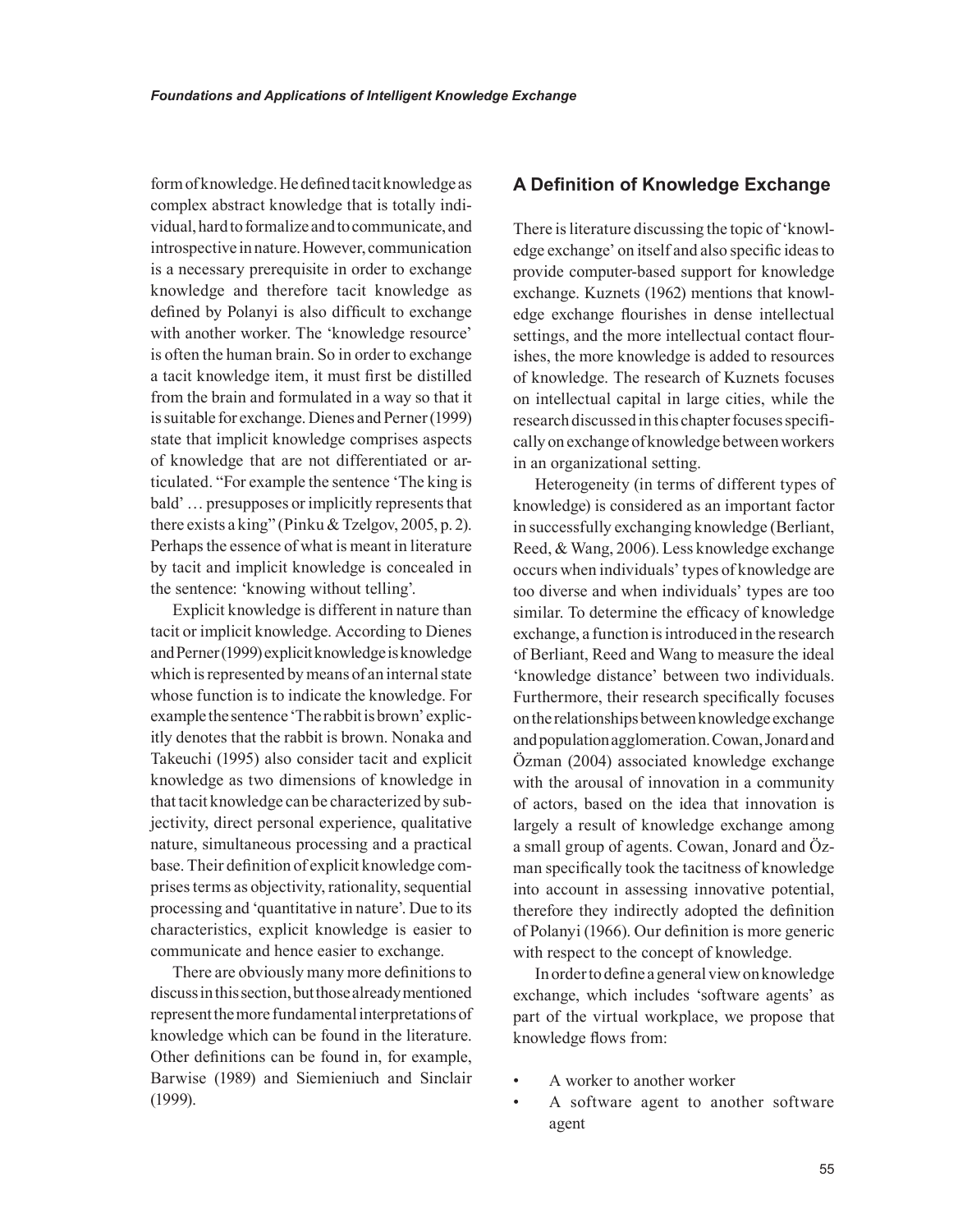form of knowledge. He defined tacit knowledge as complex abstract knowledge that is totally individual, hard to formalize and to communicate, and introspective in nature. However, communication is a necessary prerequisite in order to exchange knowledge and therefore tacit knowledge as defined by Polanyi is also difficult to exchange with another worker. The 'knowledge resource' is often the human brain. So in order to exchange a tacit knowledge item, it must first be distilled from the brain and formulated in a way so that it is suitable for exchange. Dienes and Perner (1999) state that implicit knowledge comprises aspects of knowledge that are not differentiated or articulated. "For example the sentence 'The king is bald' … presupposes or implicitly represents that there exists a king" (Pinku & Tzelgov, 2005, p. 2). Perhaps the essence of what is meant in literature by tacit and implicit knowledge is concealed in the sentence: 'knowing without telling'.

Explicit knowledge is different in nature than tacit or implicit knowledge. According to Dienes and Perner (1999) explicit knowledge is knowledge which is represented by means of an internal state whose function is to indicate the knowledge. For example the sentence 'The rabbit is brown' explicitly denotes that the rabbit is brown. Nonaka and Takeuchi (1995) also consider tacit and explicit knowledge as two dimensions of knowledge in that tacit knowledge can be characterized by subjectivity, direct personal experience, qualitative nature, simultaneous processing and a practical base. Their definition of explicit knowledge comprises terms as objectivity, rationality, sequential processing and 'quantitative in nature'. Due to its characteristics, explicit knowledge is easier to communicate and hence easier to exchange.

There are obviously many more definitions to discuss in this section, but those already mentioned represent the more fundamental interpretations of knowledge which can be found in the literature. Other definitions can be found in, for example, Barwise (1989) and Siemieniuch and Sinclair (1999).

## A Definition of Knowledge Exchange

There is literature discussing the topic of 'knowledge exchange' on itself and also specific ideas to provide computer-based support for knowledge exchange. Kuznets (1962) mentions that knowledge exchange flourishes in dense intellectual settings, and the more intellectual contact flourishes, the more knowledge is added to resources of knowledge. The research of Kuznets focuses on intellectual capital in large cities, while the research discussed in this chapter focuses specifically on exchange of knowledge between workers in an organizational setting.

Heterogeneity (in terms of different types of knowledge) is considered as an important factor in successfully exchanging knowledge (Berliant, Reed, & Wang, 2006). Less knowledge exchange occurs when individuals' types of knowledge are too diverse and when individuals' types are too similar. To determine the efficacy of knowledge exchange, a function is introduced in the research of Berliant, Reed and Wang to measure the ideal 'knowledge distance' between two individuals. Furthermore, their research specifically focuses on the relationships between knowledge exchange and population agglomeration. Cowan, Jonard and Özman (2004) associated knowledge exchange with the arousal of innovation in a community of actors, based on the idea that innovation is largely a result of knowledge exchange among a small group of agents. Cowan, Jonard and Özman specifically took the tacitness of knowledge into account in assessing innovative potential, therefore they indirectly adopted the definition of Polanyi (1966). Our definition is more generic with respect to the concept of knowledge.

In order to define a general view on knowledge exchange, which includes 'software agents' as part of the virtual workplace, we propose that knowledge flows from:

- A worker to another worker
- A software agent to another software agent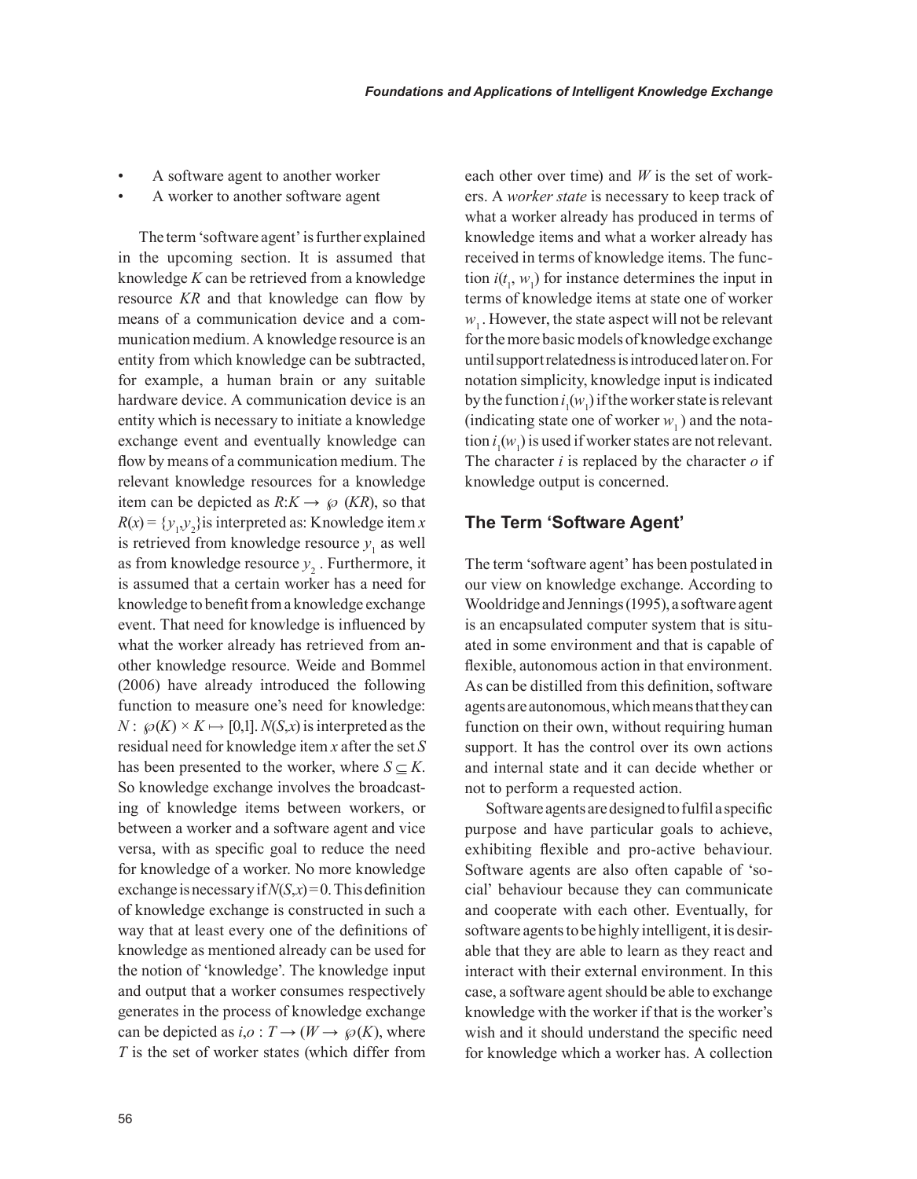- A software agent to another worker
- A worker to another software agent

The term 'software agent' is further explained in the upcoming section. It is assumed that knowledge $K$ can be retrieved from a knowledge resource $KR$ and that knowledge can flow by means of a communication device and a communication medium. A knowledge resource is an entity from which knowledge can be subtracted, for example, a human brain or any suitable hardware device. A communication device is an entity which is necessary to initiate a knowledge exchange event and eventually knowledge can flow by means of a communication medium. The relevant knowledge resources for a knowledge item can be depicted as $R{:}K \rightarrow \wp(KR)$, so that $R(x) = \{y_1, y_2\}$ is interpreted as: Knowledge item $x$ is retrieved from knowledge resource $y_1$ as well as from knowledge resource $y_2$. Furthermore, it is assumed that a certain worker has a need for knowledge to benefit from a knowledge exchange event. That need for knowledge is influenced by what the worker already has retrieved from another knowledge resource. Weide and Bommel (2006) have already introduced the following function to measure one's need for knowledge: $N: \wp(K) \times K \mapsto [0,1]$. $N(S,x)$ is interpreted as the residual need for knowledge item $x$ after the set $S$ has been presented to the worker, where $S \subseteq K$. So knowledge exchange involves the broadcasting of knowledge items between workers, or between a worker and a software agent and vice versa, with as specific goal to reduce the need for knowledge of a worker. No more knowledge exchange is necessary if $N(S,x) = 0$. This definition of knowledge exchange is constructed in such a way that at least every one of the definitions of knowledge as mentioned already can be used for the notion of 'knowledge'. The knowledge input and output that a worker consumes respectively generates in the process of knowledge exchange can be depicted as $i,o : T \rightarrow (W \rightarrow \wp(K)$, where $T$ is the set of worker states (which differ from each other over time) and $W$ is the set of workers. A *worker state* is necessary to keep track of what a worker already has produced in terms of knowledge items and what a worker already has received in terms of knowledge items. The function $i(t_1, w_1)$ for instance determines the input in terms of knowledge items at state one of worker $w_1$. However, the state aspect will not be relevant for the more basic models of knowledge exchange until support relatedness is introduced later on. For notation simplicity, knowledge input is indicated by the function $i_1(w_1)$ if the worker state is relevant (indicating state one of worker $w_1$) and the notation $i_1(w_1)$ is used if worker states are not relevant. The character $i$ is replaced by the character $o$ if knowledge output is concerned.

## The Term 'Software Agent'

The term 'software agent' has been postulated in our view on knowledge exchange. According to Wooldridge and Jennings (1995), a software agent is an encapsulated computer system that is situated in some environment and that is capable of flexible, autonomous action in that environment. As can be distilled from this definition, software agents are autonomous, which means that they can function on their own, without requiring human support. It has the control over its own actions and internal state and it can decide whether or not to perform a requested action.

Software agents are designed to fulfil a specific purpose and have particular goals to achieve, exhibiting flexible and pro-active behaviour. Software agents are also often capable of 'social' behaviour because they can communicate and cooperate with each other. Eventually, for software agents to be highly intelligent, it is desirable that they are able to learn as they react and interact with their external environment. In this case, a software agent should be able to exchange knowledge with the worker if that is the worker's wish and it should understand the specific need for knowledge which a worker has. A collection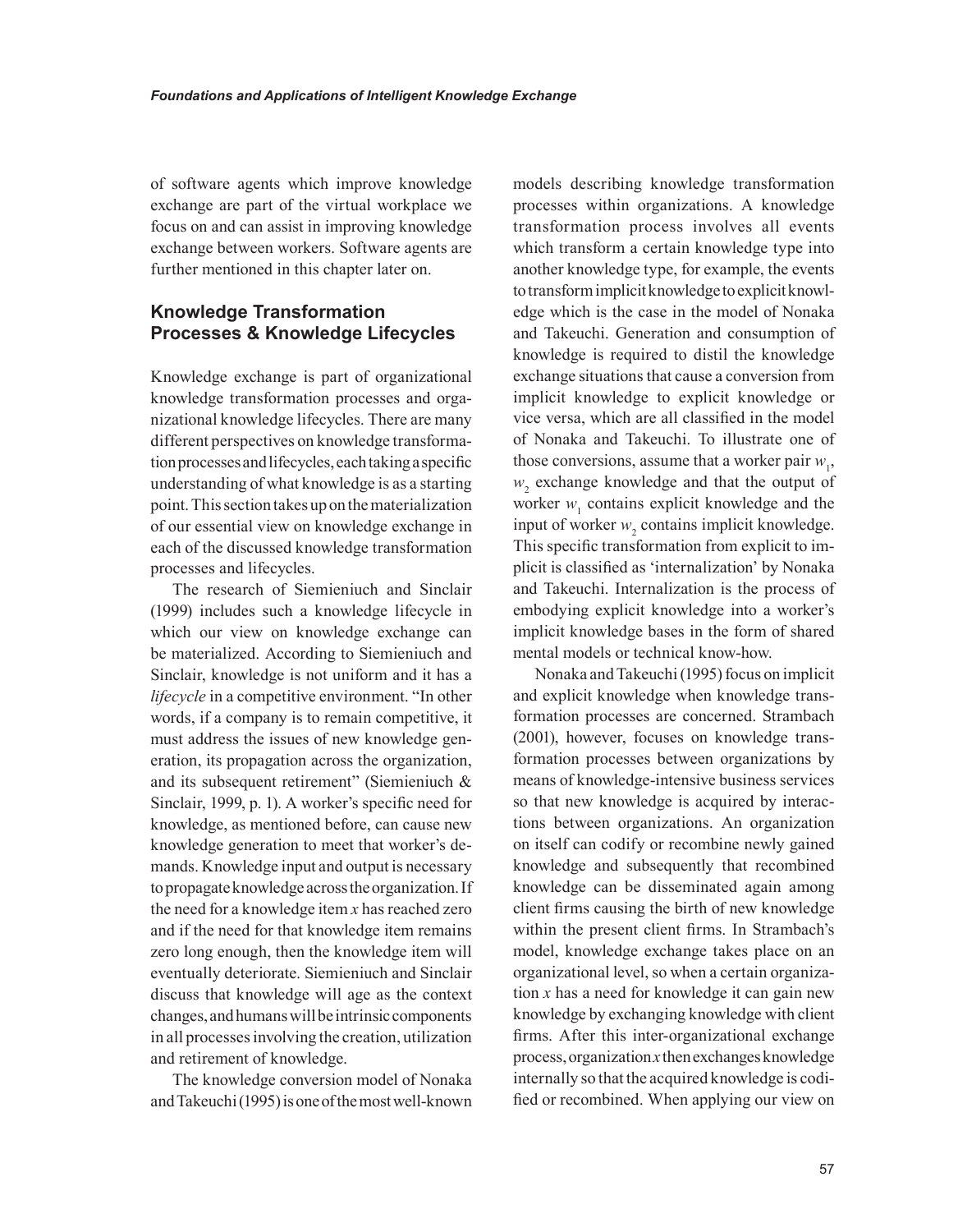of software agents which improve knowledge exchange are part of the virtual workplace we focus on and can assist in improving knowledge exchange between workers. Software agents are further mentioned in this chapter later on.

## Knowledge Transformation Processes & Knowledge Lifecycles

Knowledge exchange is part of organizational knowledge transformation processes and organizational knowledge lifecycles. There are many different perspectives on knowledge transformation processes and lifecycles, each taking a specific understanding of what knowledge is as a starting point. This section takes up on the materialization of our essential view on knowledge exchange in each of the discussed knowledge transformation processes and lifecycles.

The research of Siemieniuch and Sinclair (1999) includes such a knowledge lifecycle in which our view on knowledge exchange can be materialized. According to Siemieniuch and Sinclair, knowledge is not uniform and it has a *lifecycle* in a competitive environment. "In other words, if a company is to remain competitive, it must address the issues of new knowledge generation, its propagation across the organization, and its subsequent retirement" (Siemieniuch & Sinclair, 1999, p. 1). A worker's specific need for knowledge, as mentioned before, can cause new knowledge generation to meet that worker's demands. Knowledge input and output is necessary to propagate knowledge across the organization. If the need for a knowledge item $x$ has reached zero and if the need for that knowledge item remains zero long enough, then the knowledge item will eventually deteriorate. Siemieniuch and Sinclair discuss that knowledge will age as the context changes, and humans will be intrinsic components in all processes involving the creation, utilization and retirement of knowledge.

The knowledge conversion model of Nonaka and Takeuchi (1995) is one of the most well-known models describing knowledge transformation processes within organizations. A knowledge transformation process involves all events which transform a certain knowledge type into another knowledge type, for example, the events to transform implicit knowledge to explicit knowledge which is the case in the model of Nonaka and Takeuchi. Generation and consumption of knowledge is required to distil the knowledge exchange situations that cause a conversion from implicit knowledge to explicit knowledge or vice versa, which are all classified in the model of Nonaka and Takeuchi. To illustrate one of those conversions, assume that a worker pair $w_1$, $w_2$ exchange knowledge and that the output of worker $w_1$ contains explicit knowledge and the input of worker $w_2$ contains implicit knowledge. This specific transformation from explicit to implicit is classified as 'internalization' by Nonaka and Takeuchi. Internalization is the process of embodying explicit knowledge into a worker's implicit knowledge bases in the form of shared mental models or technical know-how.

Nonaka and Takeuchi (1995) focus on implicit and explicit knowledge when knowledge transformation processes are concerned. Strambach (2001), however, focuses on knowledge transformation processes between organizations by means of knowledge-intensive business services so that new knowledge is acquired by interactions between organizations. An organization on itself can codify or recombine newly gained knowledge and subsequently that recombined knowledge can be disseminated again among client firms causing the birth of new knowledge within the present client firms. In Strambach's model, knowledge exchange takes place on an organizational level, so when a certain organization $x$ has a need for knowledge it can gain new knowledge by exchanging knowledge with client firms. After this inter-organizational exchange process, organization $x$ then exchanges knowledge internally so that the acquired knowledge is codified or recombined. When applying our view on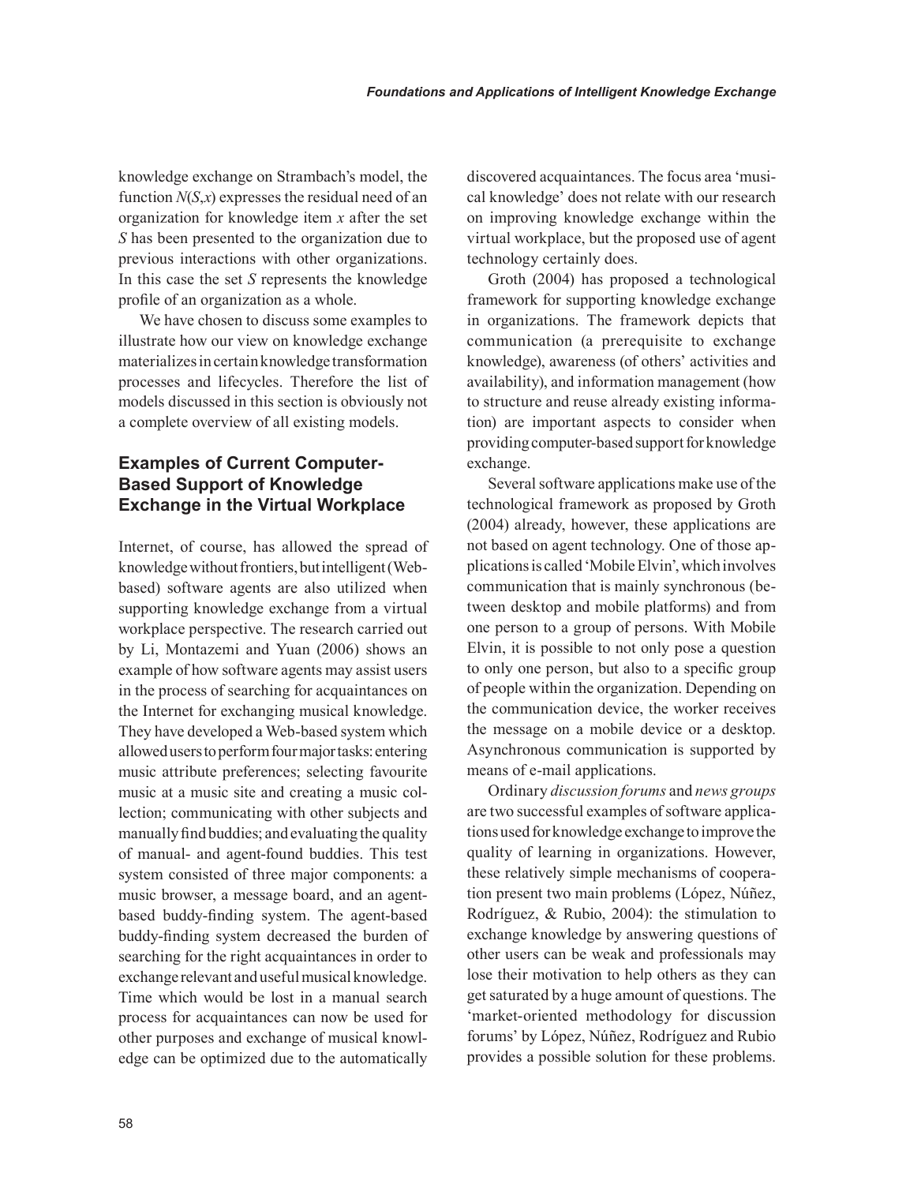knowledge exchange on Strambach's model, the function $N(S,x)$ expresses the residual need of an organization for knowledge item $x$ after the set $S$ has been presented to the organization due to previous interactions with other organizations. In this case the set $S$ represents the knowledge profile of an organization as a whole.

We have chosen to discuss some examples to illustrate how our view on knowledge exchange materializes in certain knowledge transformation processes and lifecycles. Therefore the list of models discussed in this section is obviously not a complete overview of all existing models.

## Examples of Current Computer-Based Support of Knowledge Exchange in the Virtual Workplace

Internet, of course, has allowed the spread of knowledge without frontiers, but intelligent (Web-based) software agents are also utilized when supporting knowledge exchange from a virtual workplace perspective. The research carried out by Li, Montazemi and Yuan (2006) shows an example of how software agents may assist users in the process of searching for acquaintances on the Internet for exchanging musical knowledge. They have developed a Web-based system which allowed users to perform four major tasks: entering music attribute preferences; selecting favourite music at a music site and creating a music collection; communicating with other subjects and manually find buddies; and evaluating the quality of manual- and agent-found buddies. This test system consisted of three major components: a music browser, a message board, and an agent-based buddy-finding system. The agent-based buddy-finding system decreased the burden of searching for the right acquaintances in order to exchange relevant and useful musical knowledge. Time which would be lost in a manual search process for acquaintances can now be used for other purposes and exchange of musical knowledge can be optimized due to the automatically discovered acquaintances. The focus area 'musical knowledge' does not relate with our research on improving knowledge exchange within the virtual workplace, but the proposed use of agent technology certainly does.

Groth (2004) has proposed a technological framework for supporting knowledge exchange in organizations. The framework depicts that communication (a prerequisite to exchange knowledge), awareness (of others' activities and availability), and information management (how to structure and reuse already existing information) are important aspects to consider when providing computer-based support for knowledge exchange.

Several software applications make use of the technological framework as proposed by Groth (2004) already, however, these applications are not based on agent technology. One of those applications is called 'Mobile Elvin', which involves communication that is mainly synchronous (between desktop and mobile platforms) and from one person to a group of persons. With Mobile Elvin, it is possible to not only pose a question to only one person, but also to a specific group of people within the organization. Depending on the communication device, the worker receives the message on a mobile device or a desktop. Asynchronous communication is supported by means of e-mail applications.

Ordinary *discussion forums* and *news groups* are two successful examples of software applications used for knowledge exchange to improve the quality of learning in organizations. However, these relatively simple mechanisms of cooperation present two main problems (López, Núñez, Rodríguez, & Rubio, 2004): the stimulation to exchange knowledge by answering questions of other users can be weak and professionals may lose their motivation to help others as they can get saturated by a huge amount of questions. The 'market-oriented methodology for discussion forums' by López, Núñez, Rodríguez and Rubio provides a possible solution for these problems.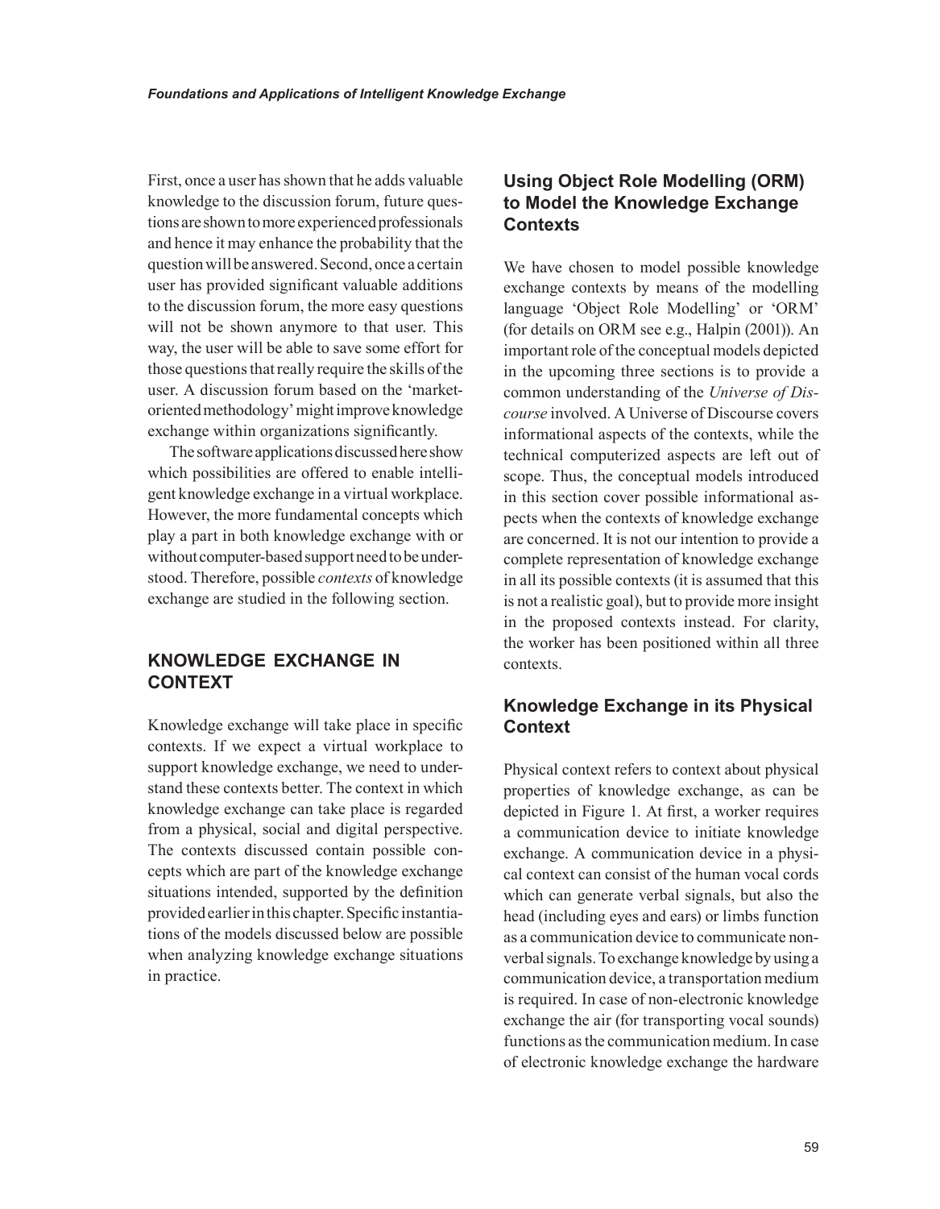First, once a user has shown that he adds valuable knowledge to the discussion forum, future questions are shown to more experienced professionals and hence it may enhance the probability that the question will be answered. Second, once a certain user has provided significant valuable additions to the discussion forum, the more easy questions will not be shown anymore to that user. This way, the user will be able to save some effort for those questions that really require the skills of the user. A discussion forum based on the 'market-oriented methodology' might improve knowledge exchange within organizations significantly.

The software applications discussed here show which possibilities are offered to enable intelligent knowledge exchange in a virtual workplace. However, the more fundamental concepts which play a part in both knowledge exchange with or without computer-based support need to be understood. Therefore, possible *contexts* of knowledge exchange are studied in the following section.

## KNOWLEDGE EXCHANGE IN CONTEXT

Knowledge exchange will take place in specific contexts. If we expect a virtual workplace to support knowledge exchange, we need to understand these contexts better. The context in which knowledge exchange can take place is regarded from a physical, social and digital perspective. The contexts discussed contain possible concepts which are part of the knowledge exchange situations intended, supported by the definition provided earlier in this chapter. Specific instantiations of the models discussed below are possible when analyzing knowledge exchange situations in practice.

### Using Object Role Modelling (ORM) to Model the Knowledge Exchange Contexts

We have chosen to model possible knowledge exchange contexts by means of the modelling language 'Object Role Modelling' or 'ORM' (for details on ORM see e.g., Halpin (2001)). An important role of the conceptual models depicted in the upcoming three sections is to provide a common understanding of the *Universe of Discourse* involved. A Universe of Discourse covers informational aspects of the contexts, while the technical computerized aspects are left out of scope. Thus, the conceptual models introduced in this section cover possible informational aspects when the contexts of knowledge exchange are concerned. It is not our intention to provide a complete representation of knowledge exchange in all its possible contexts (it is assumed that this is not a realistic goal), but to provide more insight in the proposed contexts instead. For clarity, the worker has been positioned within all three contexts.

### Knowledge Exchange in its Physical Context

Physical context refers to context about physical properties of knowledge exchange, as can be depicted in Figure 1. At first, a worker requires a communication device to initiate knowledge exchange. A communication device in a physical context can consist of the human vocal cords which can generate verbal signals, but also the head (including eyes and ears) or limbs function as a communication device to communicate non-verbal signals. To exchange knowledge by using a communication device, a transportation medium is required. In case of non-electronic knowledge exchange the air (for transporting vocal sounds) functions as the communication medium. In case of electronic knowledge exchange the hardware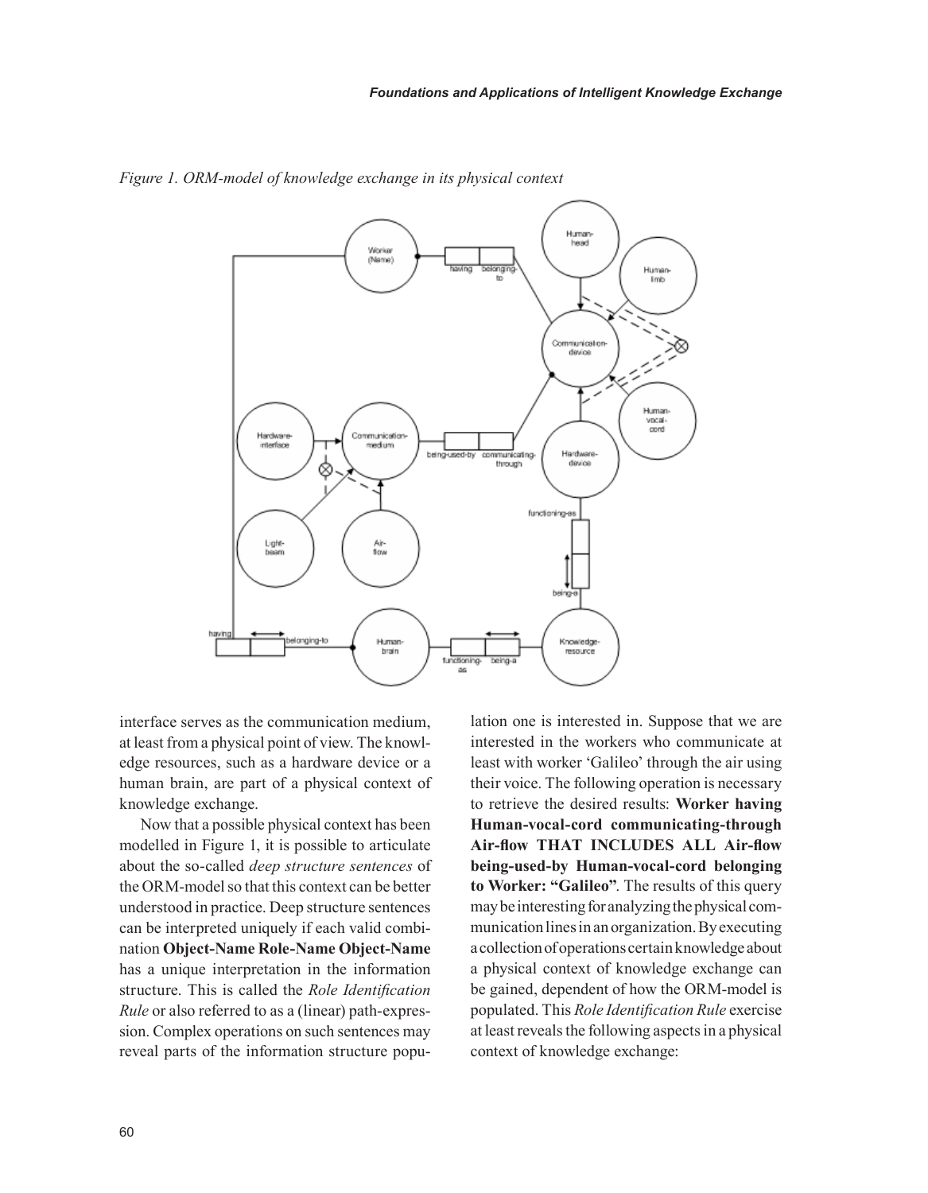*Figure 1. ORM-model of knowledge exchange in its physical context*

interface serves as the communication medium, at least from a physical point of view. The knowledge resources, such as a hardware device or a human brain, are part of a physical context of knowledge exchange.

Now that a possible physical context has been modelled in Figure 1, it is possible to articulate about the so-called *deep structure sentences* of the ORM-model so that this context can be better understood in practice. Deep structure sentences can be interpreted uniquely if each valid combination **Object-Name Role-Name Object-Name** has a unique interpretation in the information structure. This is called the *Role Identification Rule* or also referred to as a (linear) path-expression. Complex operations on such sentences may reveal parts of the information structure population one is interested in. Suppose that we are interested in the workers who communicate at least with worker 'Galileo' through the air using their voice. The following operation is necessary to retrieve the desired results: **Worker having Human-vocal-cord communicating-through Air-flow THAT INCLUDES ALL Air-flow being-used-by Human-vocal-cord belonging to Worker: "Galileo"**. The results of this query may be interesting for analyzing the physical communication lines in an organization. By executing a collection of operations certain knowledge about a physical context of knowledge exchange can be gained, dependent of how the ORM-model is populated. This *Role Identification Rule* exercise at least reveals the following aspects in a physical context of knowledge exchange: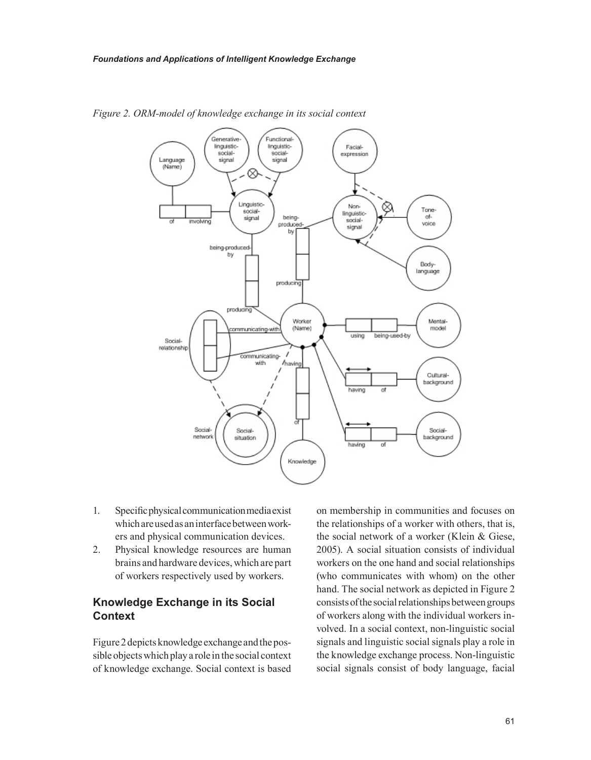*Figure 2. ORM-model of knowledge exchange in its social context*

1. Specific physical communication media exist which are used as an interface between workers and physical communication devices.
2. Physical knowledge resources are human brains and hardware devices, which are part of workers respectively used by workers.

## Knowledge Exchange in its Social Context

Figure 2 depicts knowledge exchange and the possible objects which play a role in the social context of knowledge exchange. Social context is based on membership in communities and focuses on the relationships of a worker with others, that is, the social network of a worker (Klein & Giese, 2005). A social situation consists of individual workers on the one hand and social relationships (who communicates with whom) on the other hand. The social network as depicted in Figure 2 consists of the social relationships between groups of workers along with the individual workers involved. In a social context, non-linguistic social signals and linguistic social signals play a role in the knowledge exchange process. Non-linguistic social signals consist of body language, facial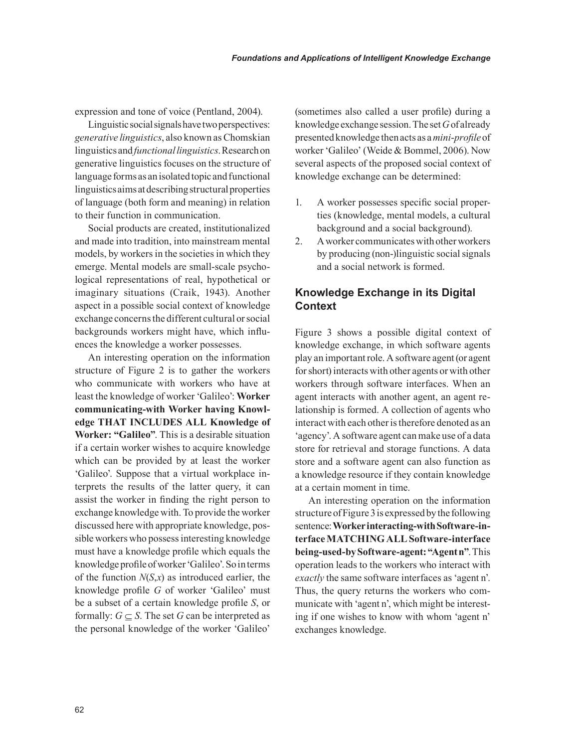expression and tone of voice (Pentland, 2004).

Linguistic social signals have two perspectives: *generative linguistics*, also known as Chomskian linguistics and *functional linguistics*. Research on generative linguistics focuses on the structure of language forms as an isolated topic and functional linguistics aims at describing structural properties of language (both form and meaning) in relation to their function in communication.

Social products are created, institutionalized and made into tradition, into mainstream mental models, by workers in the societies in which they emerge. Mental models are small-scale psychological representations of real, hypothetical or imaginary situations (Craik, 1943). Another aspect in a possible social context of knowledge exchange concerns the different cultural or social backgrounds workers might have, which influences the knowledge a worker possesses.

An interesting operation on the information structure of Figure 2 is to gather the workers who communicate with workers who have at least the knowledge of worker 'Galileo': **Worker communicating-with Worker having Knowledge THAT INCLUDES ALL Knowledge of Worker: "Galileo"**. This is a desirable situation if a certain worker wishes to acquire knowledge which can be provided by at least the worker 'Galileo'. Suppose that a virtual workplace interprets the results of the latter query, it can assist the worker in finding the right person to exchange knowledge with. To provide the worker discussed here with appropriate knowledge, possible workers who possess interesting knowledge must have a knowledge profile which equals the knowledge profile of worker 'Galileo'. So in terms of the function $N(S,x)$ as introduced earlier, the knowledge profile $G$ of worker 'Galileo' must be a subset of a certain knowledge profile $S$, or formally: $G \subseteq S$. The set $G$ can be interpreted as the personal knowledge of the worker 'Galileo' (sometimes also called a user profile) during a knowledge exchange session. The set $G$ of already presented knowledge then acts as a *mini-profile* of worker 'Galileo' (Weide & Bommel, 2006). Now several aspects of the proposed social context of knowledge exchange can be determined:

1. A worker possesses specific social properties (knowledge, mental models, a cultural background and a social background).
2. A worker communicates with other workers by producing (non-)linguistic social signals and a social network is formed.

## Knowledge Exchange in its Digital Context

Figure 3 shows a possible digital context of knowledge exchange, in which software agents play an important role. A software agent (or agent for short) interacts with other agents or with other workers through software interfaces. When an agent interacts with another agent, an agent relationship is formed. A collection of agents who interact with each other is therefore denoted as an 'agency'. A software agent can make use of a data store for retrieval and storage functions. A data store and a software agent can also function as a knowledge resource if they contain knowledge at a certain moment in time.

An interesting operation on the information structure of Figure 3 is expressed by the following sentence: **Worker interacting-with Software-interface MATCHING ALL Software-interface being-used-by Software-agent: "Agent n"**. This operation leads to the workers who interact with *exactly* the same software interfaces as 'agent n'. Thus, the query returns the workers who communicate with 'agent n', which might be interesting if one wishes to know with whom 'agent n' exchanges knowledge.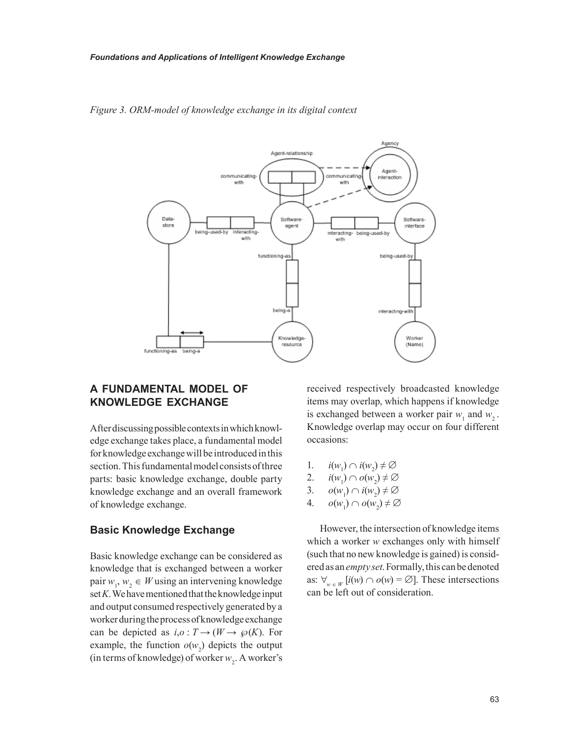*Figure 3. ORM-model of knowledge exchange in its digital context*

## A FUNDAMENTAL MODEL OF KNOWLEDGE EXCHANGE

After discussing possible contexts in which knowledge exchange takes place, a fundamental model for knowledge exchange will be introduced in this section. This fundamental model consists of three parts: basic knowledge exchange, double party knowledge exchange and an overall framework of knowledge exchange.

### Basic Knowledge Exchange

Basic knowledge exchange can be considered as knowledge that is exchanged between a worker pair $w_1, w_2 \in W$ using an intervening knowledge set $K$. We have mentioned that the knowledge input and output consumed respectively generated by a worker during the process of knowledge exchange can be depicted as $i,o : T \rightarrow (W \rightarrow \wp(K)$. For example, the function $o(w_2)$ depicts the output (in terms of knowledge) of worker $w_2$. A worker's received respectively broadcasted knowledge items may overlap, which happens if knowledge is exchanged between a worker pair $w_1$ and $w_2$. Knowledge overlap may occur on four different occasions:

1. $i(w_1) \cap i(w_2) \neq \varnothing$
2. $i(w_1) \cap o(w_2) \neq \varnothing$
3. $o(w_1) \cap i(w_2) \neq \varnothing$
4. $o(w_1) \cap o(w_2) \neq \varnothing$

However, the intersection of knowledge items which a worker $w$ exchanges only with himself (such that no new knowledge is gained) is considered as an *empty set*. Formally, this can be denoted as: $\forall_{w \in W} [i(w) \cap o(w) = \varnothing]$. These intersections can be left out of consideration.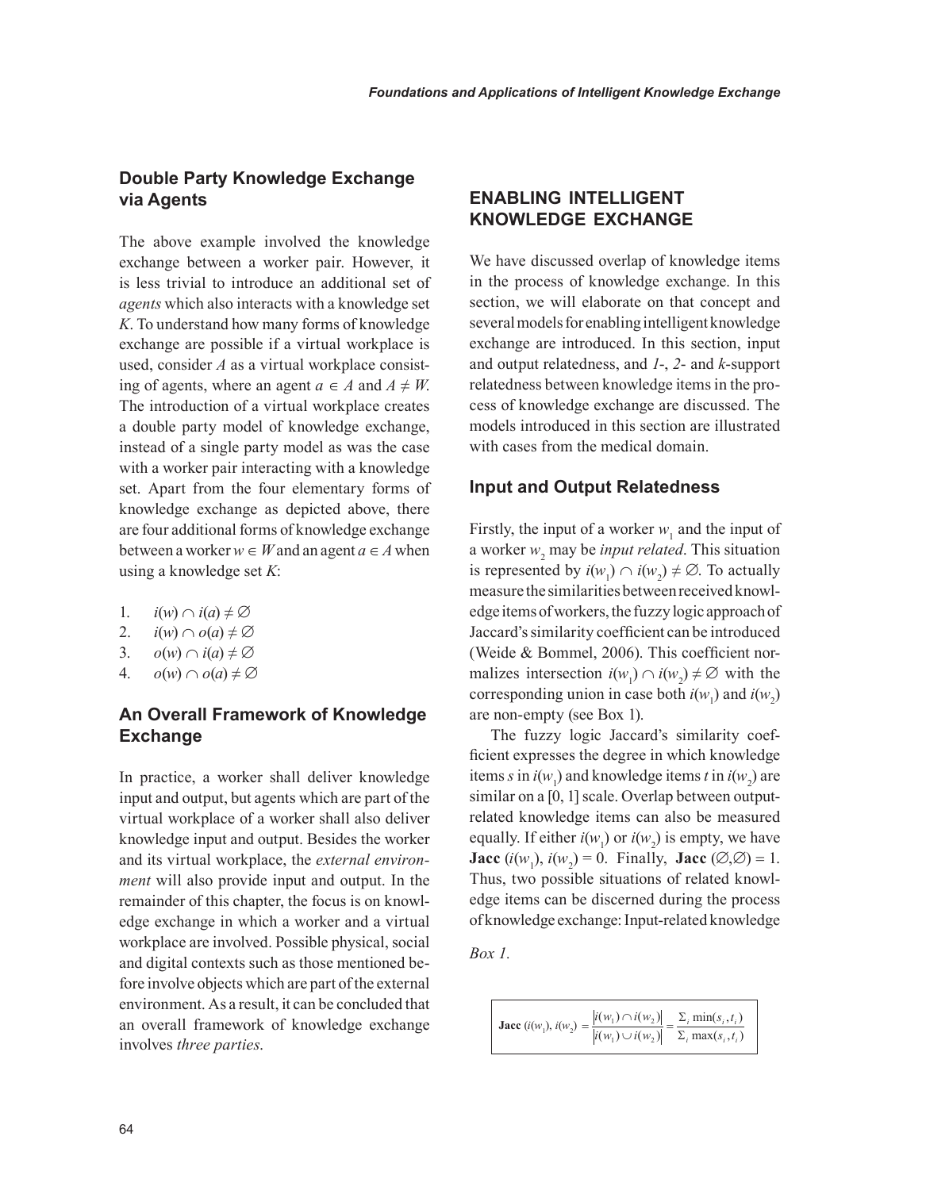## Double Party Knowledge Exchange via Agents

The above example involved the knowledge exchange between a worker pair. However, it is less trivial to introduce an additional set of *agents* which also interacts with a knowledge set *K*. To understand how many forms of knowledge exchange are possible if a virtual workplace is used, consider *A* as a virtual workplace consisting of agents, where an agent $a \in A$ and $A \neq W$. The introduction of a virtual workplace creates a double party model of knowledge exchange, instead of a single party model as was the case with a worker pair interacting with a knowledge set. Apart from the four elementary forms of knowledge exchange as depicted above, there are four additional forms of knowledge exchange between a worker $w \in W$ and an agent $a \in A$ when using a knowledge set *K*:

1. $i(w) \cap i(a) \neq \varnothing$
2. $i(w) \cap o(a) \neq \varnothing$
3. $o(w) \cap i(a) \neq \varnothing$
4. $o(w) \cap o(a) \neq \varnothing$

## An Overall Framework of Knowledge Exchange

In practice, a worker shall deliver knowledge input and output, but agents which are part of the virtual workplace of a worker shall also deliver knowledge input and output. Besides the worker and its virtual workplace, the *external environment* will also provide input and output. In the remainder of this chapter, the focus is on knowledge exchange in which a worker and a virtual workplace are involved. Possible physical, social and digital contexts such as those mentioned before involve objects which are part of the external environment. As a result, it can be concluded that an overall framework of knowledge exchange involves *three parties*.

# ENABLING INTELLIGENT KNOWLEDGE EXCHANGE

We have discussed overlap of knowledge items in the process of knowledge exchange. In this section, we will elaborate on that concept and several models for enabling intelligent knowledge exchange are introduced. In this section, input and output relatedness, and *1*-, *2*- and *k*-support relatedness between knowledge items in the process of knowledge exchange are discussed. The models introduced in this section are illustrated with cases from the medical domain.

## Input and Output Relatedness

Firstly, the input of a worker $w_1$ and the input of a worker $w_2$ may be *input related*. This situation is represented by $i(w_1) \cap i(w_2) \neq \varnothing$. To actually measure the similarities between received knowledge items of workers, the fuzzy logic approach of Jaccard's similarity coefficient can be introduced (Weide & Bommel, 2006). This coefficient normalizes intersection $i(w_1) \cap i(w_2) \neq \varnothing$ with the corresponding union in case both $i(w_1)$ and $i(w_2)$ are non-empty (see Box 1).

The fuzzy logic Jaccard's similarity coefficient expresses the degree in which knowledge items *s* in $i(w_1)$ and knowledge items *t* in $i(w_2)$ are similar on a [0, 1] scale. Overlap between output-related knowledge items can also be measured equally. If either $i(w_1)$ or $i(w_2)$ is empty, we have $\textbf{Jacc}\,(i(w_1), i(w_2)) = 0$. Finally, $\textbf{Jacc}\,(\varnothing,\varnothing) = 1$. Thus, two possible situations of related knowledge items can be discerned during the process of knowledge exchange: Input-related knowledge

*Box 1.*

$$\textbf{Jacc}\,(i(w_1), i(w_2)) = \frac{|i(w_1) \cap i(w_2)|}{|i(w_1) \cup i(w_2)|} = \frac{\Sigma_i \min(s_i, t_i)}{\Sigma_i \max(s_i, t_i)}$$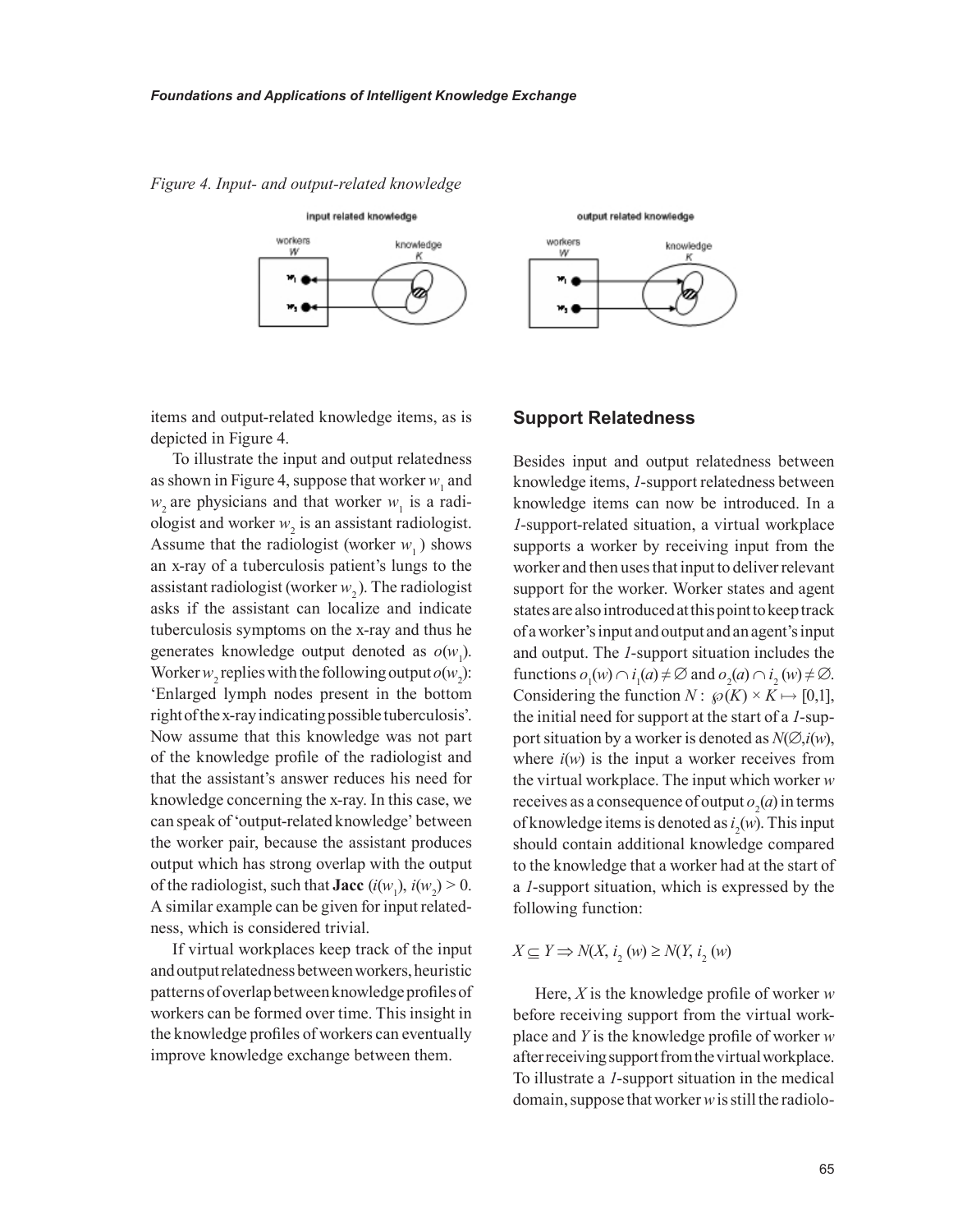*Figure 4. Input- and output-related knowledge*

items and output-related knowledge items, as is depicted in Figure 4.

To illustrate the input and output relatedness as shown in Figure 4, suppose that worker $w_1$ and $w_2$ are physicians and that worker $w_1$ is a radiologist and worker $w_2$ is an assistant radiologist. Assume that the radiologist (worker $w_1$ ) shows an x-ray of a tuberculosis patient's lungs to the assistant radiologist (worker $w_2$ ). The radiologist asks if the assistant can localize and indicate tuberculosis symptoms on the x-ray and thus he generates knowledge output denoted as $o(w_1)$. Worker $w_2$ replies with the following output $o(w_2)$: 'Enlarged lymph nodes present in the bottom right of the x-ray indicating possible tuberculosis'. Now assume that this knowledge was not part of the knowledge profile of the radiologist and that the assistant's answer reduces his need for knowledge concerning the x-ray. In this case, we can speak of 'output-related knowledge' between the worker pair, because the assistant produces output which has strong overlap with the output of the radiologist, such that **Jacc** $(i(w_1), i(w_2) > 0$. A similar example can be given for input relatedness, which is considered trivial.

If virtual workplaces keep track of the input and output relatedness between workers, heuristic patterns of overlap between knowledge profiles of workers can be formed over time. This insight in the knowledge profiles of workers can eventually improve knowledge exchange between them.

## Support Relatedness

Besides input and output relatedness between knowledge items, *1*-support relatedness between knowledge items can now be introduced. In a *1*-support-related situation, a virtual workplace supports a worker by receiving input from the worker and then uses that input to deliver relevant support for the worker. Worker states and agent states are also introduced at this point to keep track of a worker's input and output and an agent's input and output. The *1*-support situation includes the functions $o_1(w) \cap i_1(a) \neq \varnothing$ and $o_2(a) \cap i_2(w) \neq \varnothing$. Considering the function $N : \wp(K) \times K \mapsto [0,1]$, the initial need for support at the start of a *1*-support situation by a worker is denoted as $N(\varnothing, i(w)$, where $i(w)$ is the input a worker receives from the virtual workplace. The input which worker $w$ receives as a consequence of output $o_2(a)$ in terms of knowledge items is denoted as $i_2(w)$. This input should contain additional knowledge compared to the knowledge that a worker had at the start of a *1*-support situation, which is expressed by the following function:

$$X \subseteq Y \Rightarrow N(X, i_2(w) \geq N(Y, i_2(w)$$

Here, $X$ is the knowledge profile of worker $w$ before receiving support from the virtual workplace and $Y$ is the knowledge profile of worker $w$ after receiving support from the virtual workplace. To illustrate a *1*-support situation in the medical domain, suppose that worker $w$ is still the radiolo-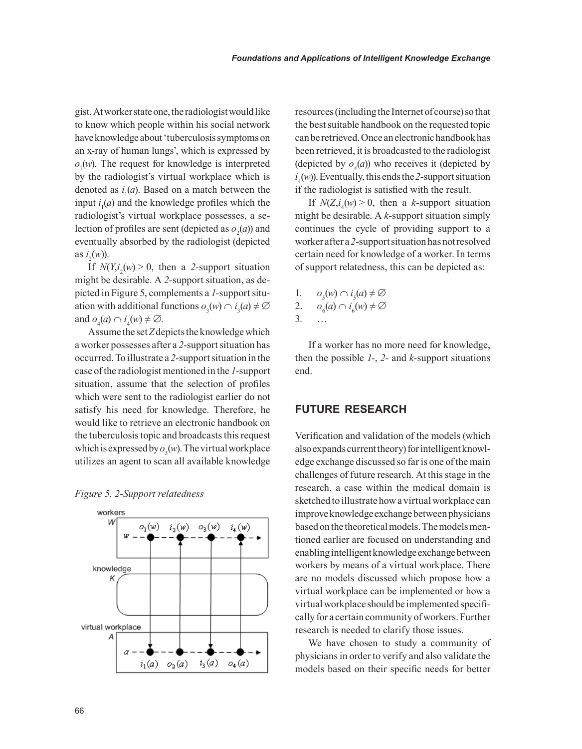gist. At worker state one, the radiologist would like to know which people within his social network have knowledge about 'tuberculosis symptoms on an x-ray of human lungs', which is expressed by $o_1(w)$. The request for knowledge is interpreted by the radiologist's virtual workplace which is denoted as $i_1(a)$. Based on a match between the input $i_1(a)$ and the knowledge profiles which the radiologist's virtual workplace possesses, a selection of profiles are sent (depicted as $o_2(a)$) and eventually absorbed by the radiologist (depicted as $i_2(w)$).

If $N(Y,i_2(w) > 0$, then a *2*-support situation might be desirable. A *2*-support situation, as depicted in Figure 5, complements a *1*-support situation with additional functions $o_3(w) \cap i_3(a) \neq \emptyset$ and $o_4(a) \cap i_4(w) \neq \emptyset$.

Assume the set $Z$ depicts the knowledge which a worker possesses after a *2*-support situation has occurred. To illustrate a *2*-support situation in the case of the radiologist mentioned in the *1*-support situation, assume that the selection of profiles which were sent to the radiologist earlier do not satisfy his need for knowledge. Therefore, he would like to retrieve an electronic handbook on the tuberculosis topic and broadcasts this request which is expressed by $o_3(w)$. The virtual workplace utilizes an agent to scan all available knowledge

*Figure 5. 2-Support relatedness*

resources (including the Internet of course) so that the best suitable handbook on the requested topic can be retrieved. Once an electronic handbook has been retrieved, it is broadcasted to the radiologist (depicted by $o_4(a)$) who receives it (depicted by $i_4(w)$). Eventually, this ends the *2*-support situation if the radiologist is satisfied with the result.

If $N(Z,i_4(w) > 0$, then a *k*-support situation might be desirable. A *k*-support situation simply continues the cycle of providing support to a worker after a *2*-support situation has not resolved certain need for knowledge of a worker. In terms of support relatedness, this can be depicted as:

1. $o_5(w) \cap i_5(a) \neq \emptyset$
2. $o_6(a) \cap i_6(w) \neq \emptyset$
3. …

If a worker has no more need for knowledge, then the possible *1*-, *2*- and *k*-support situations end.

## FUTURE RESEARCH

Verification and validation of the models (which also expands current theory) for intelligent knowledge exchange discussed so far is one of the main challenges of future research. At this stage in the research, a case within the medical domain is sketched to illustrate how a virtual workplace can improve knowledge exchange between physicians based on the theoretical models. The models mentioned earlier are focused on understanding and enabling intelligent knowledge exchange between workers by means of a virtual workplace. There are no models discussed which propose how a virtual workplace can be implemented or how a virtual workplace should be implemented specifically for a certain community of workers. Further research is needed to clarify those issues.

We have chosen to study a community of physicians in order to verify and also validate the models based on their specific needs for better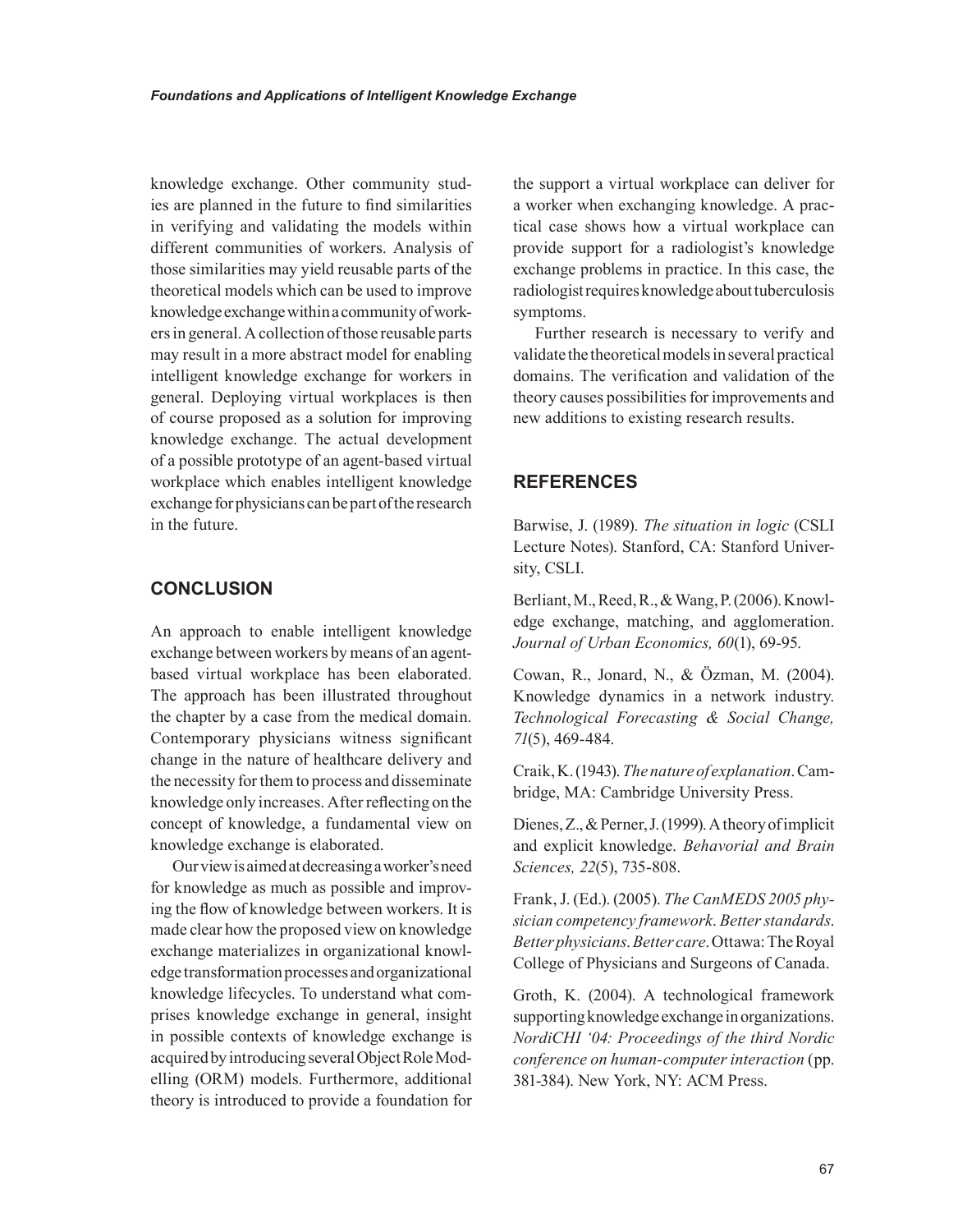knowledge exchange. Other community studies are planned in the future to find similarities in verifying and validating the models within different communities of workers. Analysis of those similarities may yield reusable parts of the theoretical models which can be used to improve knowledge exchange within a community of workers in general. A collection of those reusable parts may result in a more abstract model for enabling intelligent knowledge exchange for workers in general. Deploying virtual workplaces is then of course proposed as a solution for improving knowledge exchange. The actual development of a possible prototype of an agent-based virtual workplace which enables intelligent knowledge exchange for physicians can be part of the research in the future.

## CONCLUSION

An approach to enable intelligent knowledge exchange between workers by means of an agent-based virtual workplace has been elaborated. The approach has been illustrated throughout the chapter by a case from the medical domain. Contemporary physicians witness significant change in the nature of healthcare delivery and the necessity for them to process and disseminate knowledge only increases. After reflecting on the concept of knowledge, a fundamental view on knowledge exchange is elaborated.

Our view is aimed at decreasing a worker's need for knowledge as much as possible and improving the flow of knowledge between workers. It is made clear how the proposed view on knowledge exchange materializes in organizational knowledge transformation processes and organizational knowledge lifecycles. To understand what comprises knowledge exchange in general, insight in possible contexts of knowledge exchange is acquired by introducing several Object Role Modelling (ORM) models. Furthermore, additional theory is introduced to provide a foundation for the support a virtual workplace can deliver for a worker when exchanging knowledge. A practical case shows how a virtual workplace can provide support for a radiologist's knowledge exchange problems in practice. In this case, the radiologist requires knowledge about tuberculosis symptoms.

Further research is necessary to verify and validate the theoretical models in several practical domains. The verification and validation of the theory causes possibilities for improvements and new additions to existing research results.

## REFERENCES

Barwise, J. (1989). *The situation in logic* (CSLI Lecture Notes). Stanford, CA: Stanford University, CSLI.

Berliant, M., Reed, R., & Wang, P. (2006). Knowledge exchange, matching, and agglomeration. *Journal of Urban Economics, 60*(1), 69-95.

Cowan, R., Jonard, N., & Özman, M. (2004). Knowledge dynamics in a network industry. *Technological Forecasting & Social Change, 71*(5), 469-484.

Craik, K. (1943). *The nature of explanation*. Cambridge, MA: Cambridge University Press.

Dienes, Z., & Perner, J. (1999). A theory of implicit and explicit knowledge. *Behavorial and Brain Sciences, 22*(5), 735-808.

Frank, J. (Ed.). (2005). *The CanMEDS 2005 physician competency framework. Better standards. Better physicians. Better care*. Ottawa: The Royal College of Physicians and Surgeons of Canada.

Groth, K. (2004). A technological framework supporting knowledge exchange in organizations. *NordiCHI '04: Proceedings of the third Nordic conference on human-computer interaction* (pp. 381-384). New York, NY: ACM Press.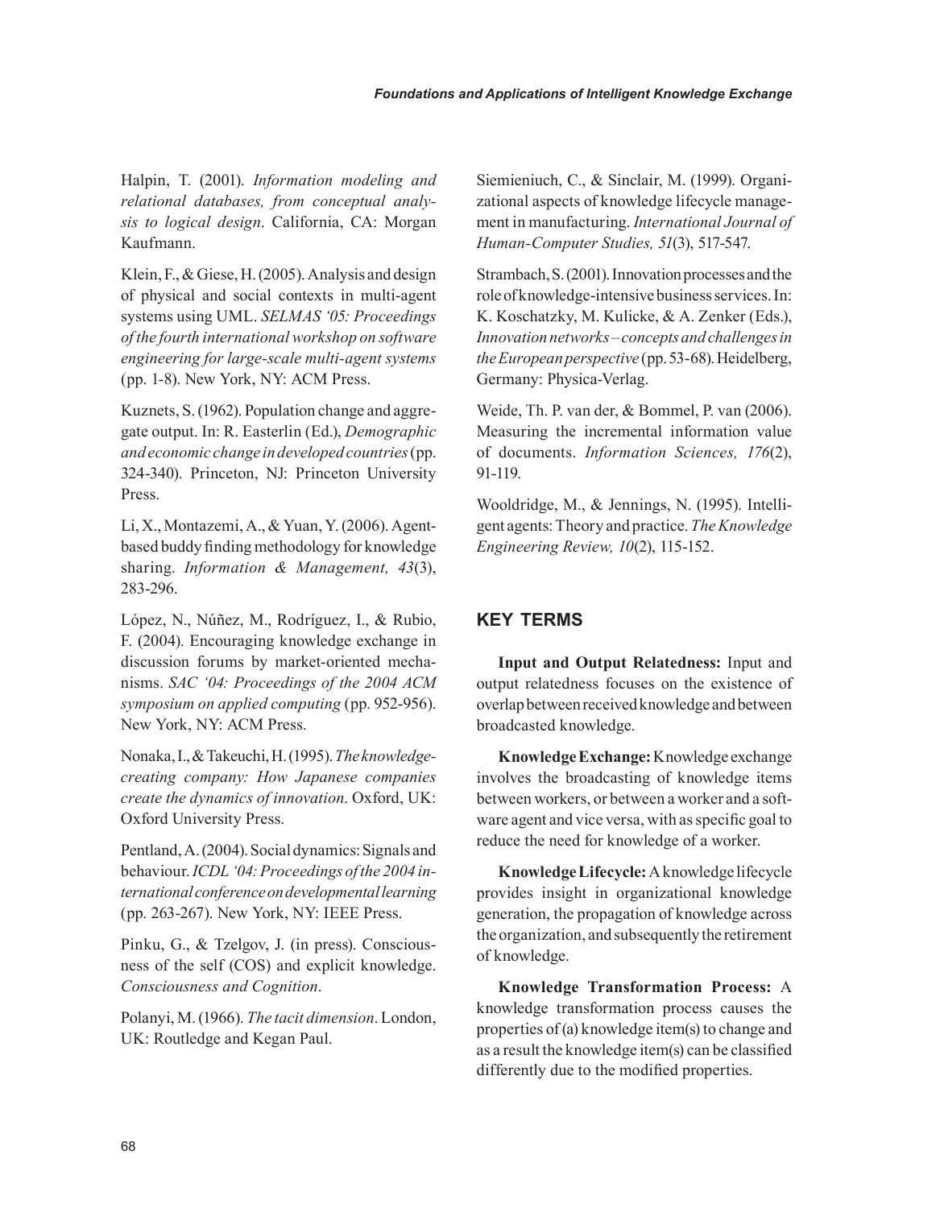Halpin, T. (2001). *Information modeling and relational databases, from conceptual analysis to logical design*. California, CA: Morgan Kaufmann.

Klein, F., & Giese, H. (2005). Analysis and design of physical and social contexts in multi-agent systems using UML. *SELMAS '05: Proceedings of the fourth international workshop on software engineering for large-scale multi-agent systems* (pp. 1-8). New York, NY: ACM Press.

Kuznets, S. (1962). Population change and aggregate output. In: R. Easterlin (Ed.), *Demographic and economic change in developed countries* (pp. 324-340). Princeton, NJ: Princeton University Press.

Li, X., Montazemi, A., & Yuan, Y. (2006). Agent-based buddy finding methodology for knowledge sharing. *Information & Management, 43*(3), 283-296.

López, N., Núñez, M., Rodríguez, I., & Rubio, F. (2004). Encouraging knowledge exchange in discussion forums by market-oriented mechanisms. *SAC '04: Proceedings of the 2004 ACM symposium on applied computing* (pp. 952-956). New York, NY: ACM Press.

Nonaka, I., & Takeuchi, H. (1995). *The knowledge-creating company: How Japanese companies create the dynamics of innovation*. Oxford, UK: Oxford University Press.

Pentland, A. (2004). Social dynamics: Signals and behaviour. *ICDL '04: Proceedings of the 2004 international conference on developmental learning* (pp. 263-267). New York, NY: IEEE Press.

Pinku, G., & Tzelgov, J. (in press). Consciousness of the self (COS) and explicit knowledge. *Consciousness and Cognition*.

Polanyi, M. (1966). *The tacit dimension*. London, UK: Routledge and Kegan Paul.

Siemieniuch, C., & Sinclair, M. (1999). Organizational aspects of knowledge lifecycle management in manufacturing. *International Journal of Human-Computer Studies, 51*(3), 517-547.

Strambach, S. (2001). Innovation processes and the role of knowledge-intensive business services. In: K. Koschatzky, M. Kulicke, & A. Zenker (Eds.), *Innovation networks – concepts and challenges in the European perspective* (pp. 53-68). Heidelberg, Germany: Physica-Verlag.

Weide, Th. P. van der, & Bommel, P. van (2006). Measuring the incremental information value of documents. *Information Sciences, 176*(2), 91-119.

Wooldridge, M., & Jennings, N. (1995). Intelligent agents: Theory and practice. *The Knowledge Engineering Review, 10*(2), 115-152.

## KEY TERMS

**Input and Output Relatedness:** Input and output relatedness focuses on the existence of overlap between received knowledge and between broadcasted knowledge.

**Knowledge Exchange:** Knowledge exchange involves the broadcasting of knowledge items between workers, or between a worker and a software agent and vice versa, with as specific goal to reduce the need for knowledge of a worker.

**Knowledge Lifecycle:** A knowledge lifecycle provides insight in organizational knowledge generation, the propagation of knowledge across the organization, and subsequently the retirement of knowledge.

**Knowledge Transformation Process:** A knowledge transformation process causes the properties of (a) knowledge item(s) to change and as a result the knowledge item(s) can be classified differently due to the modified properties.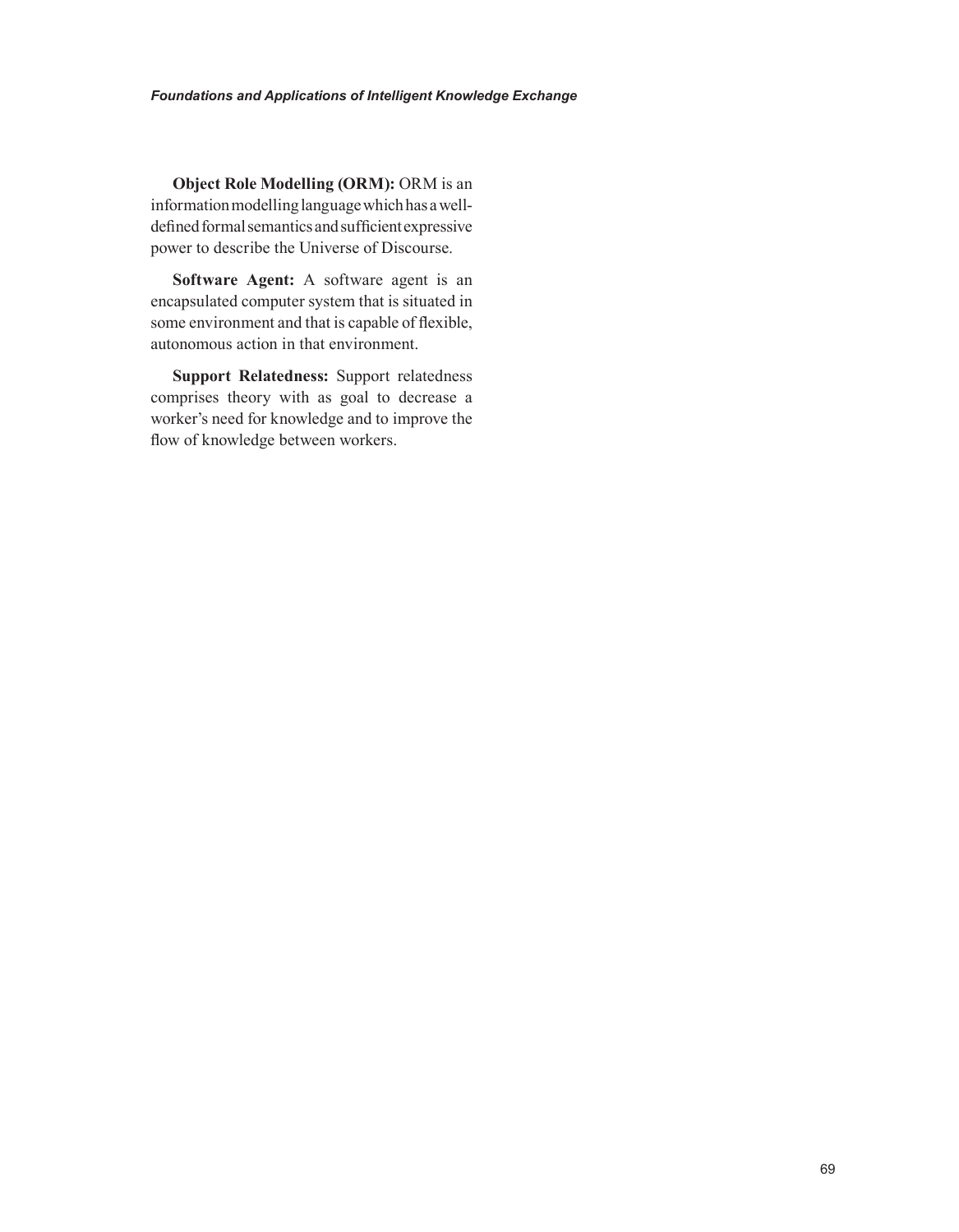**Object Role Modelling (ORM):** ORM is an information modelling language which has a well-defined formal semantics and sufficient expressive power to describe the Universe of Discourse.

**Software Agent:** A software agent is an encapsulated computer system that is situated in some environment and that is capable of flexible, autonomous action in that environment.

**Support Relatedness:** Support relatedness comprises theory with as goal to decrease a worker's need for knowledge and to improve the flow of knowledge between workers.